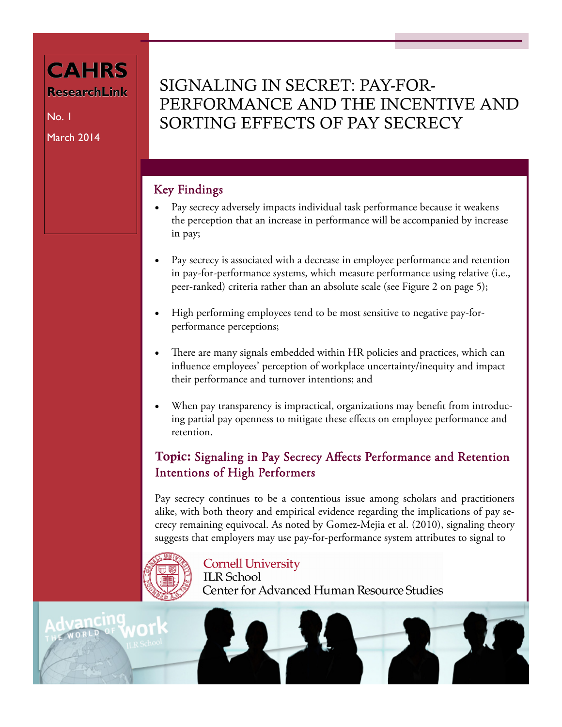**CAHRS**

**ResearchLink**

No. 1

March 2014

# SIGNALING IN SECRET: PAY-FOR-PERFORMANCE AND THE INCENTIVE AND SORTING EFFECTS OF PAY SECRECY

## Key Findings

- Pay secrecy adversely impacts individual task performance because it weakens the perception that an increase in performance will be accompanied by increase in pay;
- Pay secrecy is associated with a decrease in employee performance and retention in pay-for-performance systems, which measure performance using relative (i.e., peer-ranked) criteria rather than an absolute scale (see Figure 2 on page 5);
- High performing employees tend to be most sensitive to negative pay-for-performance perceptions;
- There are many signals embedded within HR policies and practices, which can influence employees' perception of workplace uncertainty/inequity and impact their performance and turnover intentions; and
- When pay transparency is impractical, organizations may benefit from introducing partial pay openness to mitigate these effects on employee performance and retention.

## Topic: Signaling in Pay Secrecy Affects Performance and Retention Intentions of High Performers

Pay secrecy continues to be a contentious issue among scholars and practitioners alike, with both theory and empirical evidence regarding the implications of pay secrecy remaining equivocal. As noted by Gomez-Mejia et al. (2010), signaling theory suggests that employers may use pay-for-performance system attributes to signal to

Cornell University
ILR School
Center for Advanced Human Resource Studies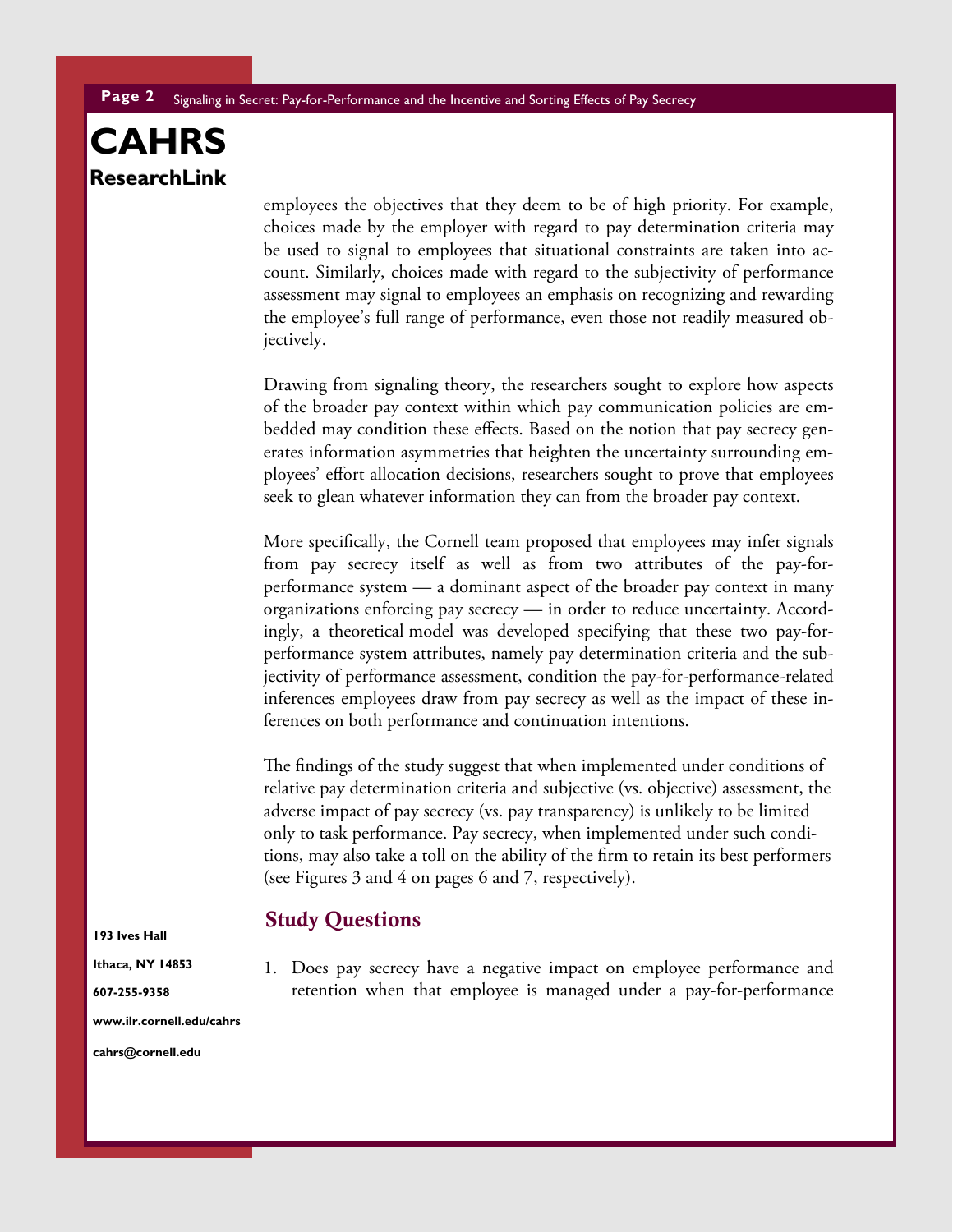employees the objectives that they deem to be of high priority. For example, choices made by the employer with regard to pay determination criteria may be used to signal to employees that situational constraints are taken into account. Similarly, choices made with regard to the subjectivity of performance assessment may signal to employees an emphasis on recognizing and rewarding the employee's full range of performance, even those not readily measured objectively.

Drawing from signaling theory, the researchers sought to explore how aspects of the broader pay context within which pay communication policies are embedded may condition these effects. Based on the notion that pay secrecy generates information asymmetries that heighten the uncertainty surrounding employees' effort allocation decisions, researchers sought to prove that employees seek to glean whatever information they can from the broader pay context.

More specifically, the Cornell team proposed that employees may infer signals from pay secrecy itself as well as from two attributes of the pay-for-performance system — a dominant aspect of the broader pay context in many organizations enforcing pay secrecy — in order to reduce uncertainty. Accordingly, a theoretical model was developed specifying that these two pay-for-performance system attributes, namely pay determination criteria and the subjectivity of performance assessment, condition the pay-for-performance-related inferences employees draw from pay secrecy as well as the impact of these inferences on both performance and continuation intentions.

The findings of the study suggest that when implemented under conditions of relative pay determination criteria and subjective (vs. objective) assessment, the adverse impact of pay secrecy (vs. pay transparency) is unlikely to be limited only to task performance. Pay secrecy, when implemented under such conditions, may also take a toll on the ability of the firm to retain its best performers (see Figures 3 and 4 on pages 6 and 7, respectively).

## Study Questions

1. Does pay secrecy have a negative impact on employee performance and retention when that employee is managed under a pay-for-performance

**193 Ives Hall**

**Ithaca, NY 14853**

**607-255-9358**

**www.ilr.cornell.edu/cahrs**

**cahrs@cornell.edu**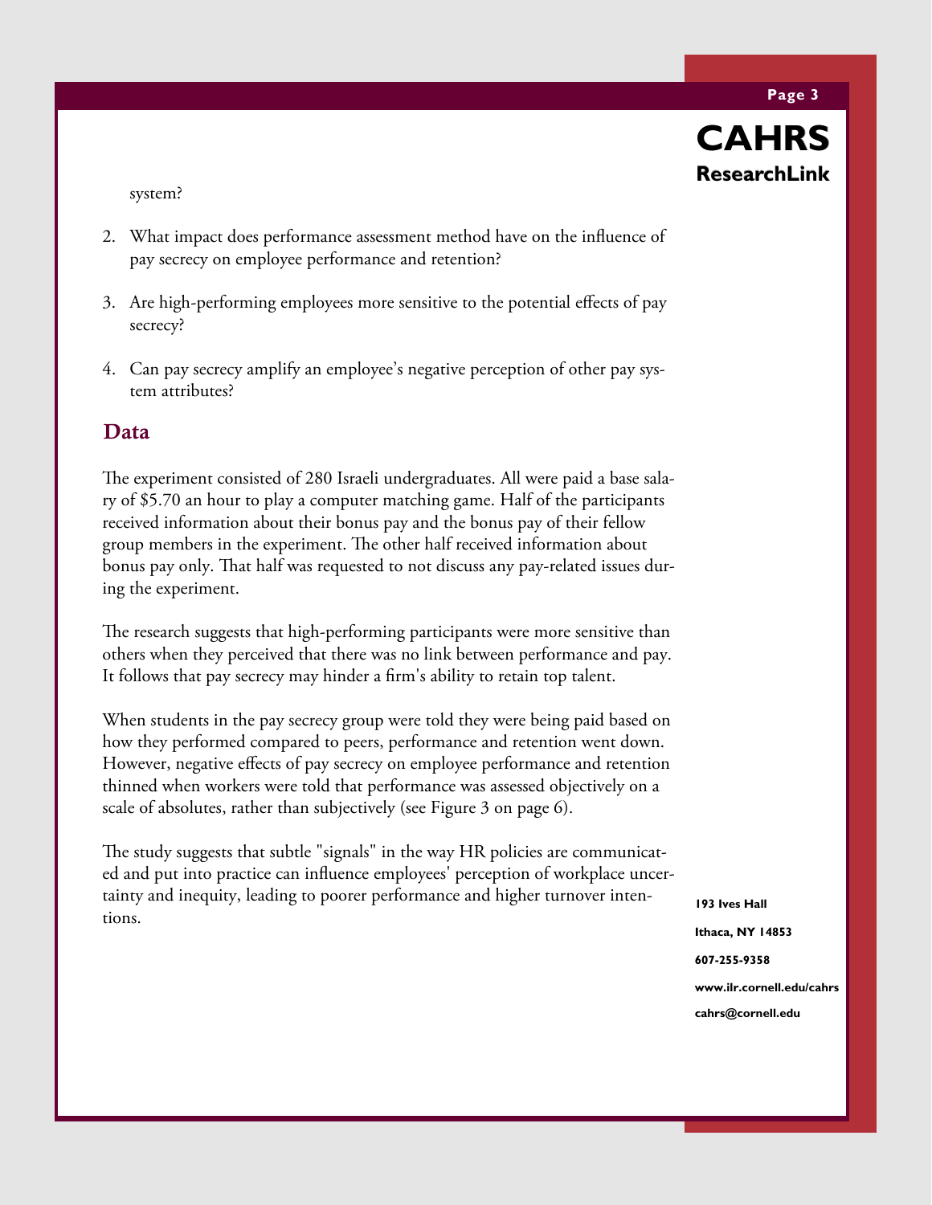system?

2. What impact does performance assessment method have on the influence of pay secrecy on employee performance and retention?

3. Are high-performing employees more sensitive to the potential effects of pay secrecy?

4. Can pay secrecy amplify an employee's negative perception of other pay system attributes?

## Data

The experiment consisted of 280 Israeli undergraduates. All were paid a base salary of $5.70 an hour to play a computer matching game. Half of the participants received information about their bonus pay and the bonus pay of their fellow group members in the experiment. The other half received information about bonus pay only. That half was requested to not discuss any pay-related issues during the experiment.

The research suggests that high-performing participants were more sensitive than others when they perceived that there was no link between performance and pay. It follows that pay secrecy may hinder a firm's ability to retain top talent.

When students in the pay secrecy group were told they were being paid based on how they performed compared to peers, performance and retention went down. However, negative effects of pay secrecy on employee performance and retention thinned when workers were told that performance was assessed objectively on a scale of absolutes, rather than subjectively (see Figure 3 on page 6).

The study suggests that subtle "signals" in the way HR policies are communicated and put into practice can influence employees' perception of workplace uncertainty and inequity, leading to poorer performance and higher turnover intentions.

193 Ives Hall

Ithaca, NY 14853

607-255-9358

www.ilr.cornell.edu/cahrs

cahrs@cornell.edu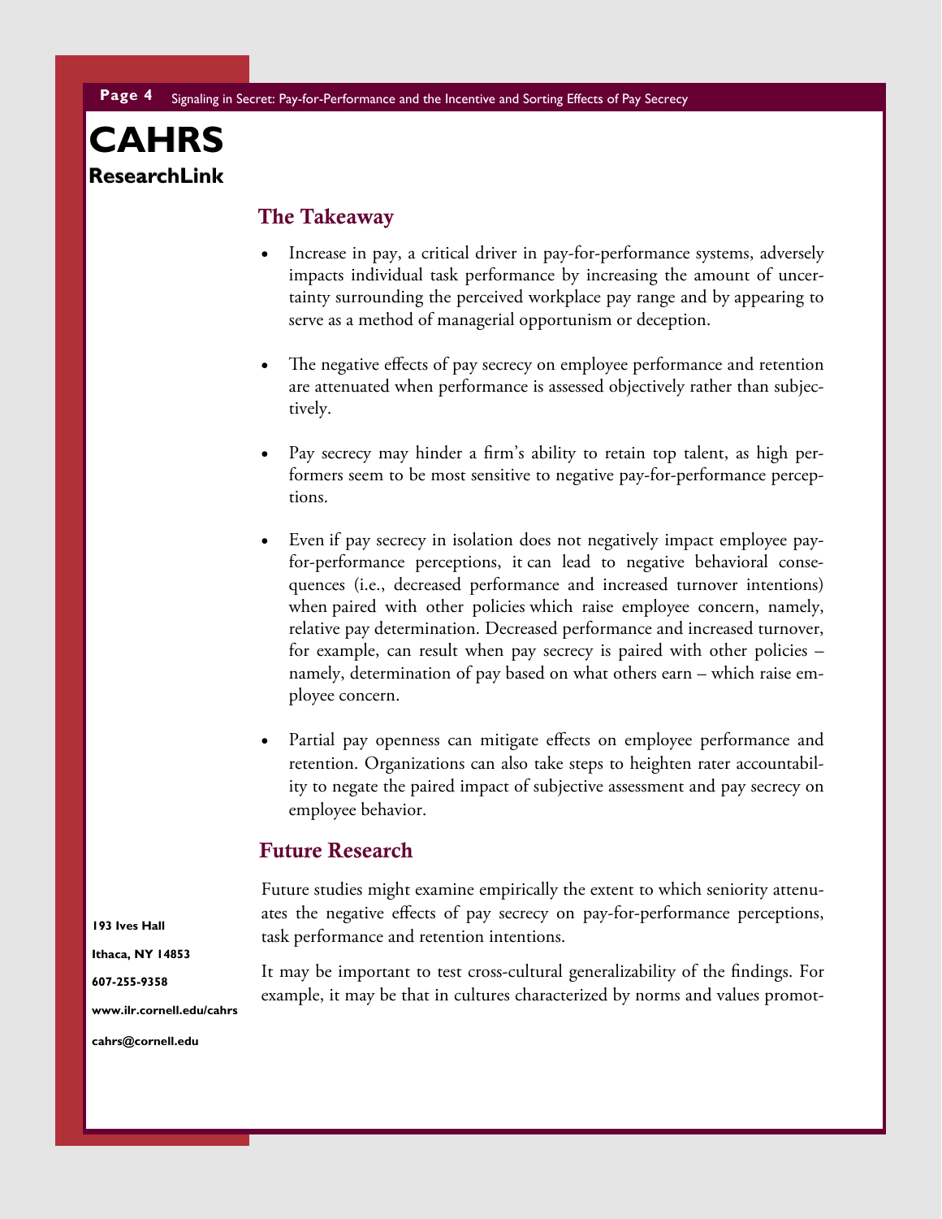## The Takeaway

- Increase in pay, a critical driver in pay-for-performance systems, adversely impacts individual task performance by increasing the amount of uncertainty surrounding the perceived workplace pay range and by appearing to serve as a method of managerial opportunism or deception.

- The negative effects of pay secrecy on employee performance and retention are attenuated when performance is assessed objectively rather than subjectively.

- Pay secrecy may hinder a firm's ability to retain top talent, as high performers seem to be most sensitive to negative pay-for-performance perceptions.

- Even if pay secrecy in isolation does not negatively impact employee pay-for-performance perceptions, it can lead to negative behavioral consequences (i.e., decreased performance and increased turnover intentions) when paired with other policies which raise employee concern, namely, relative pay determination. Decreased performance and increased turnover, for example, can result when pay secrecy is paired with other policies – namely, determination of pay based on what others earn – which raise employee concern.

- Partial pay openness can mitigate effects on employee performance and retention. Organizations can also take steps to heighten rater accountability to negate the paired impact of subjective assessment and pay secrecy on employee behavior.

## Future Research

Future studies might examine empirically the extent to which seniority attenuates the negative effects of pay secrecy on pay-for-performance perceptions, task performance and retention intentions.

It may be important to test cross-cultural generalizability of the findings. For example, it may be that in cultures characterized by norms and values promot-

**193 Ives Hall**

**Ithaca, NY 14853**

**607-255-9358**

**www.ilr.cornell.edu/cahrs**

**cahrs@cornell.edu**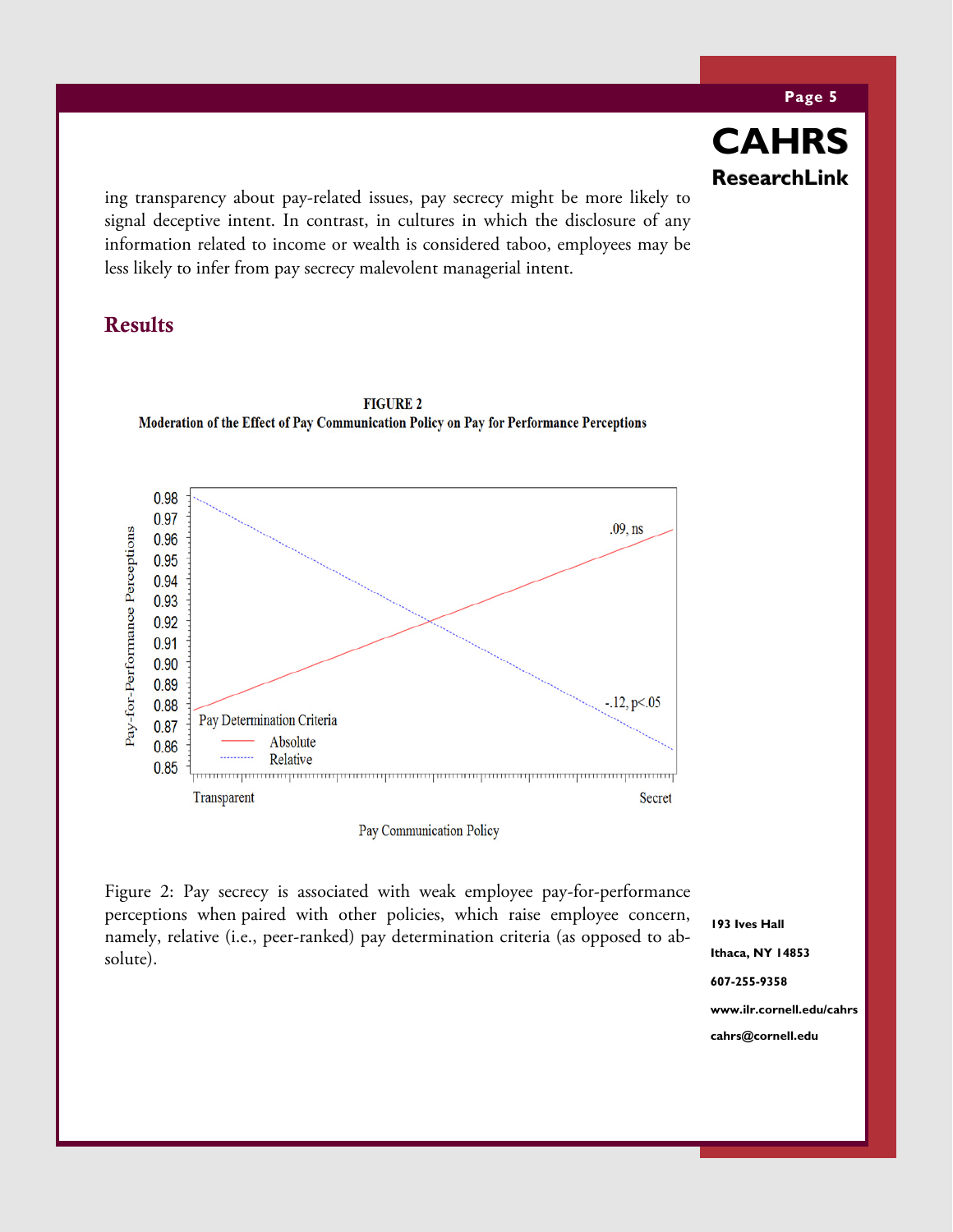ing transparency about pay-related issues, pay secrecy might be more likely to signal deceptive intent. In contrast, in cultures in which the disclosure of any information related to income or wealth is considered taboo, employees may be less likely to infer from pay secrecy malevolent managerial intent.

## Results

**FIGURE 2**
**Moderation of the Effect of Pay Communication Policy on Pay for Performance Perceptions**

Figure 2: Pay secrecy is associated with weak employee pay-for-performance perceptions when paired with other policies, which raise employee concern, namely, relative (i.e., peer-ranked) pay determination criteria (as opposed to absolute).

193 Ives Hall

Ithaca, NY 14853

607-255-9358

www.ilr.cornell.edu/cahrs

cahrs@cornell.edu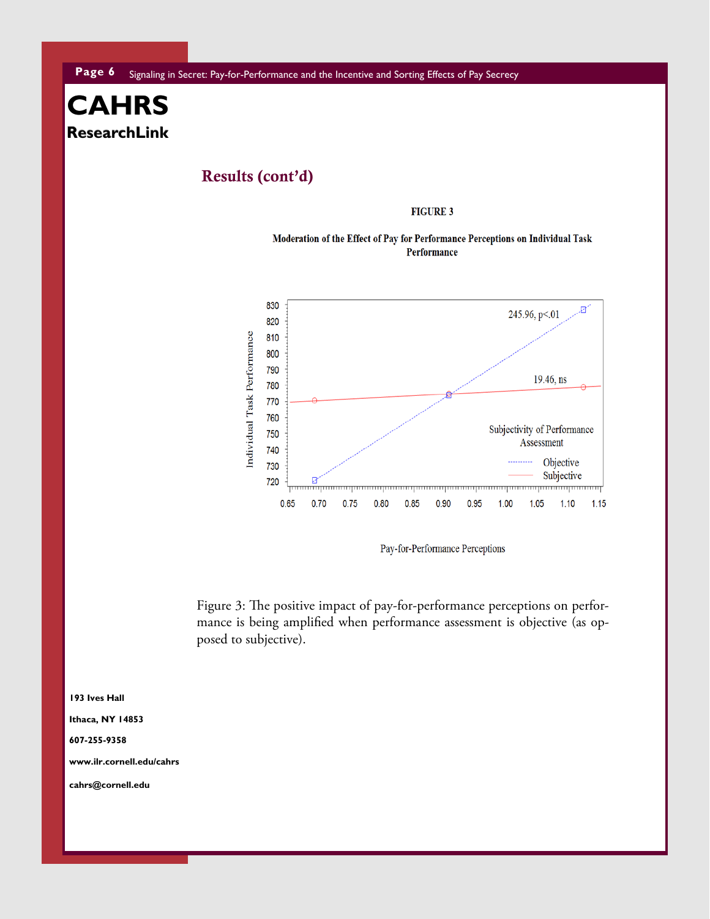## Results (cont'd)

**FIGURE 3**

**Moderation of the Effect of Pay for Performance Perceptions on Individual Task Performance**

Figure 3: The positive impact of pay-for-performance perceptions on performance is being amplified when performance assessment is objective (as opposed to subjective).

**193 Ives Hall**

**Ithaca, NY 14853**

**607-255-9358**

**www.ilr.cornell.edu/cahrs**

**cahrs@cornell.edu**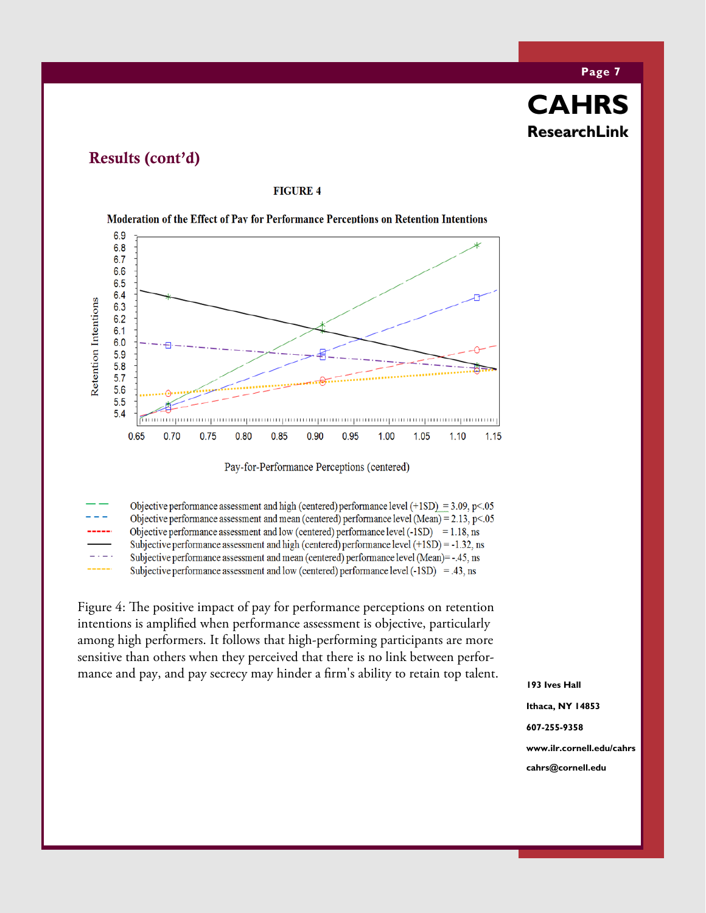## Results (cont'd)

**FIGURE 4**

**Moderation of the Effect of Pay for Performance Perceptions on Retention Intentions**

- Objective performance assessment and high (centered) performance level (+1SD) = 3.09, p<.05
- Objective performance assessment and mean (centered) performance level (Mean) = 2.13, p<.05
- Objective performance assessment and low (centered) performance level (-1SD) = 1.18, ns
- Subjective performance assessment and high (centered) performance level (+1SD) = -1.32, ns
- Subjective performance assessment and mean (centered) performance level (Mean)= -.45, ns
- Subjective performance assessment and low (centered) performance level (-1SD) = .43, ns

Figure 4: The positive impact of pay for performance perceptions on retention intentions is amplified when performance assessment is objective, particularly among high performers. It follows that high-performing participants are more sensitive than others when they perceived that there is no link between performance and pay, and pay secrecy may hinder a firm's ability to retain top talent.

193 Ives Hall

Ithaca, NY 14853

607-255-9358

www.ilr.cornell.edu/cahrs

cahrs@cornell.edu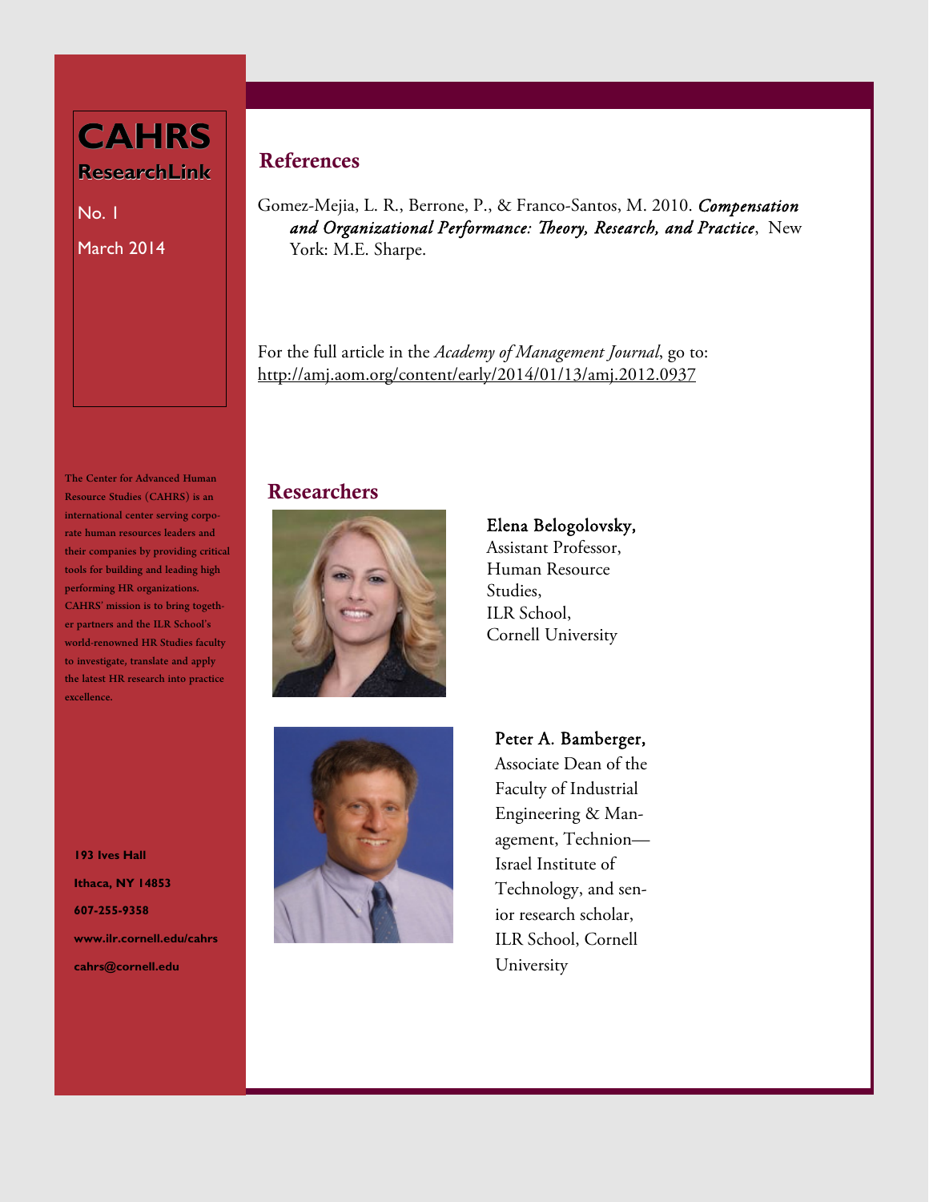**CAHRS**

**ResearchLink**

No. 1

March 2014

## References

Gomez-Mejia, L. R., Berrone, P., & Franco-Santos, M. 2010. ***Compensation and Organizational Performance: Theory, Research, and Practice***, New York: M.E. Sharpe.

For the full article in the *Academy of Management Journal*, go to: http://amj.aom.org/content/early/2014/01/13/amj.2012.0937

## Researchers

Elena Belogolovsky, Assistant Professor, Human Resource Studies, ILR School, Cornell University

Peter A. Bamberger, Associate Dean of the Faculty of Industrial Engineering & Management, Technion—Israel Institute of Technology, and senior research scholar, ILR School, Cornell University

**The Center for Advanced Human Resource Studies (CAHRS) is an international center serving corporate human resources leaders and their companies by providing critical tools for building and leading high performing HR organizations. CAHRS' mission is to bring together partners and the ILR School's world-renowned HR Studies faculty to investigate, translate and apply the latest HR research into practice excellence.**

**193 Ives Hall**

**Ithaca, NY 14853**

**607-255-9358**

**www.ilr.cornell.edu/cahrs**

**cahrs@cornell.edu**